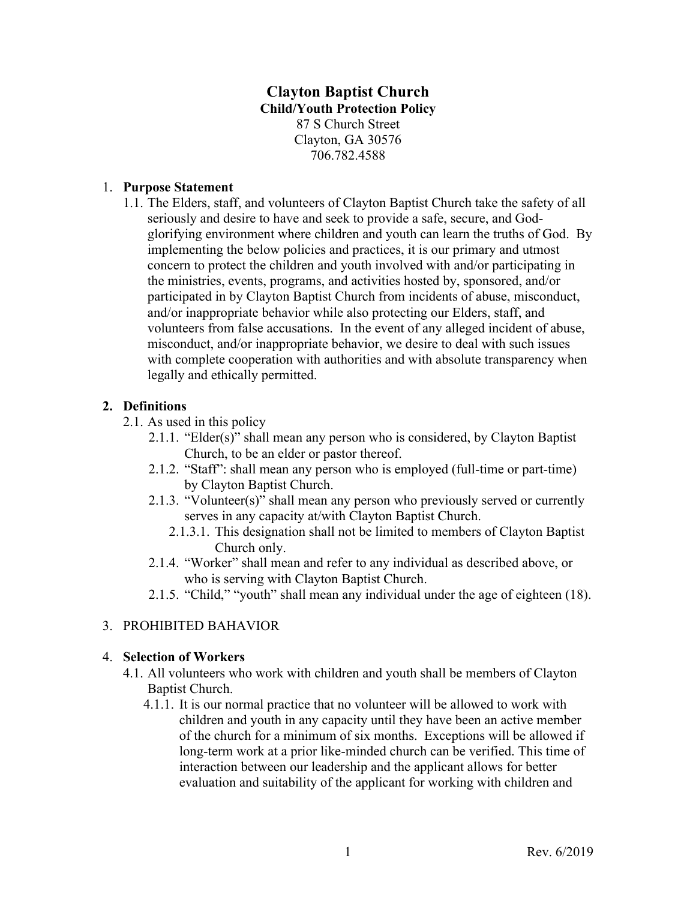# Clayton Baptist Church

**Child/Youth Protection Policy**

87 S Church Street
Clayton, GA 30576
706.782.4588

1. **Purpose Statement**
   1.1. The Elders, staff, and volunteers of Clayton Baptist Church take the safety of all seriously and desire to have and seek to provide a safe, secure, and God-glorifying environment where children and youth can learn the truths of God. By implementing the below policies and practices, it is our primary and utmost concern to protect the children and youth involved with and/or participating in the ministries, events, programs, and activities hosted by, sponsored, and/or participated in by Clayton Baptist Church from incidents of abuse, misconduct, and/or inappropriate behavior while also protecting our Elders, staff, and volunteers from false accusations. In the event of any alleged incident of abuse, misconduct, and/or inappropriate behavior, we desire to deal with such issues with complete cooperation with authorities and with absolute transparency when legally and ethically permitted.

2. **Definitions**
   2.1. As used in this policy
      2.1.1. "Elder(s)" shall mean any person who is considered, by Clayton Baptist Church, to be an elder or pastor thereof.
      2.1.2. "Staff": shall mean any person who is employed (full-time or part-time) by Clayton Baptist Church.
      2.1.3. "Volunteer(s)" shall mean any person who previously served or currently serves in any capacity at/with Clayton Baptist Church.
         2.1.3.1. This designation shall not be limited to members of Clayton Baptist Church only.
      2.1.4. "Worker" shall mean and refer to any individual as described above, or who is serving with Clayton Baptist Church.
      2.1.5. "Child," "youth" shall mean any individual under the age of eighteen (18).

3. PROHIBITED BAHAVIOR

4. **Selection of Workers**
   4.1. All volunteers who work with children and youth shall be members of Clayton Baptist Church.
      4.1.1. It is our normal practice that no volunteer will be allowed to work with children and youth in any capacity until they have been an active member of the church for a minimum of six months. Exceptions will be allowed if long-term work at a prior like-minded church can be verified. This time of interaction between our leadership and the applicant allows for better evaluation and suitability of the applicant for working with children and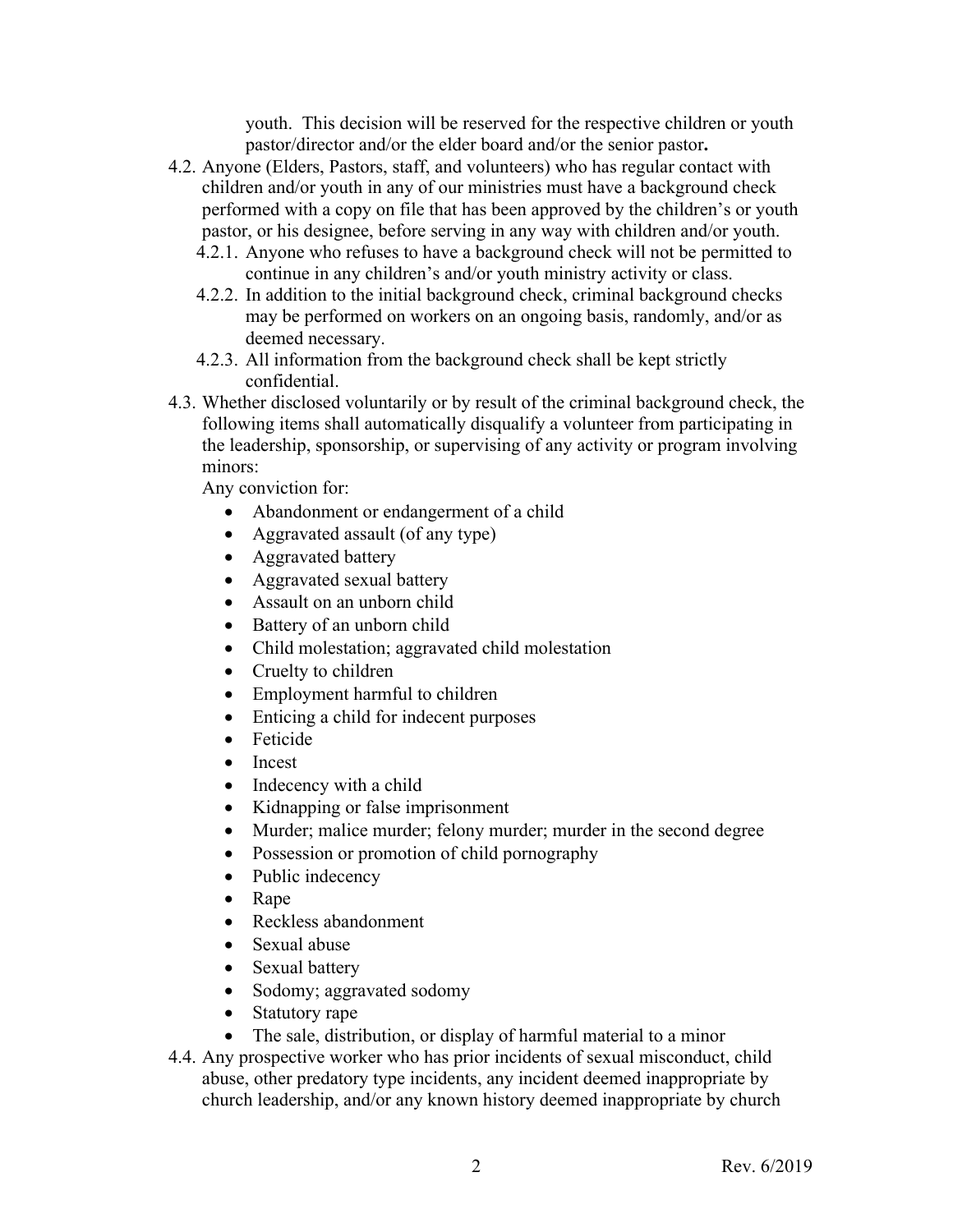youth. This decision will be reserved for the respective children or youth pastor/director and/or the elder board and/or the senior pastor**.**

4.2. Anyone (Elders, Pastors, staff, and volunteers) who has regular contact with children and/or youth in any of our ministries must have a background check performed with a copy on file that has been approved by the children's or youth pastor, or his designee, before serving in any way with children and/or youth.

   4.2.1. Anyone who refuses to have a background check will not be permitted to continue in any children's and/or youth ministry activity or class.

   4.2.2. In addition to the initial background check, criminal background checks may be performed on workers on an ongoing basis, randomly, and/or as deemed necessary.

   4.2.3. All information from the background check shall be kept strictly confidential.

4.3. Whether disclosed voluntarily or by result of the criminal background check, the following items shall automatically disqualify a volunteer from participating in the leadership, sponsorship, or supervising of any activity or program involving minors:

   Any conviction for:

   - Abandonment or endangerment of a child
   - Aggravated assault (of any type)
   - Aggravated battery
   - Aggravated sexual battery
   - Assault on an unborn child
   - Battery of an unborn child
   - Child molestation; aggravated child molestation
   - Cruelty to children
   - Employment harmful to children
   - Enticing a child for indecent purposes
   - Feticide
   - Incest
   - Indecency with a child
   - Kidnapping or false imprisonment
   - Murder; malice murder; felony murder; murder in the second degree
   - Possession or promotion of child pornography
   - Public indecency
   - Rape
   - Reckless abandonment
   - Sexual abuse
   - Sexual battery
   - Sodomy; aggravated sodomy
   - Statutory rape
   - The sale, distribution, or display of harmful material to a minor

4.4. Any prospective worker who has prior incidents of sexual misconduct, child abuse, other predatory type incidents, any incident deemed inappropriate by church leadership, and/or any known history deemed inappropriate by church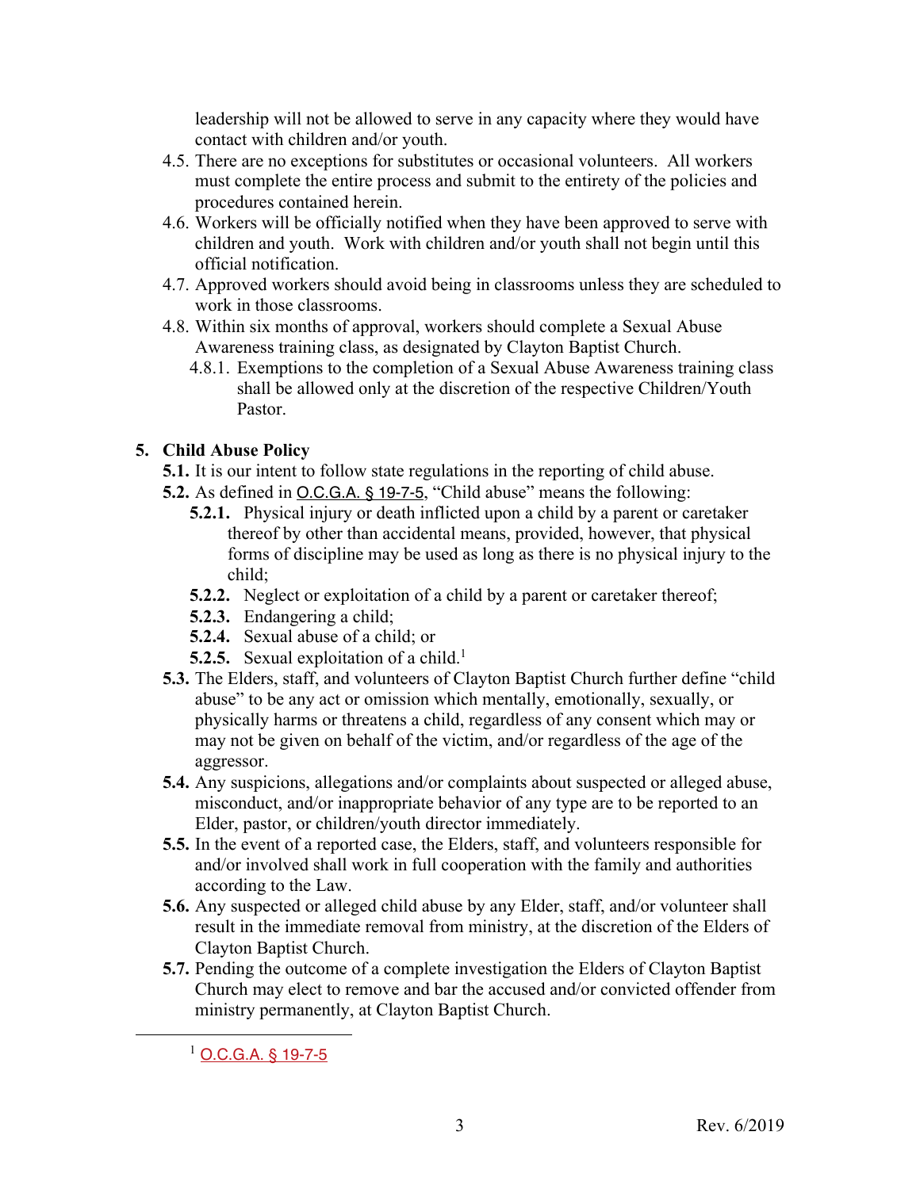leadership will not be allowed to serve in any capacity where they would have contact with children and/or youth.

4.5. There are no exceptions for substitutes or occasional volunteers. All workers must complete the entire process and submit to the entirety of the policies and procedures contained herein.

4.6. Workers will be officially notified when they have been approved to serve with children and youth. Work with children and/or youth shall not begin until this official notification.

4.7. Approved workers should avoid being in classrooms unless they are scheduled to work in those classrooms.

4.8. Within six months of approval, workers should complete a Sexual Abuse Awareness training class, as designated by Clayton Baptist Church.

4.8.1. Exemptions to the completion of a Sexual Abuse Awareness training class shall be allowed only at the discretion of the respective Children/Youth Pastor.

## 5. Child Abuse Policy

**5.1.** It is our intent to follow state regulations in the reporting of child abuse.

**5.2.** As defined in O.C.G.A. § 19-7-5, "Child abuse" means the following:

**5.2.1.** Physical injury or death inflicted upon a child by a parent or caretaker thereof by other than accidental means, provided, however, that physical forms of discipline may be used as long as there is no physical injury to the child;

**5.2.2.** Neglect or exploitation of a child by a parent or caretaker thereof;

**5.2.3.** Endangering a child;

**5.2.4.** Sexual abuse of a child; or

**5.2.5.** Sexual exploitation of a child.[1]

**5.3.** The Elders, staff, and volunteers of Clayton Baptist Church further define "child abuse" to be any act or omission which mentally, emotionally, sexually, or physically harms or threatens a child, regardless of any consent which may or may not be given on behalf of the victim, and/or regardless of the age of the aggressor.

**5.4.** Any suspicions, allegations and/or complaints about suspected or alleged abuse, misconduct, and/or inappropriate behavior of any type are to be reported to an Elder, pastor, or children/youth director immediately.

**5.5.** In the event of a reported case, the Elders, staff, and volunteers responsible for and/or involved shall work in full cooperation with the family and authorities according to the Law.

**5.6.** Any suspected or alleged child abuse by any Elder, staff, and/or volunteer shall result in the immediate removal from ministry, at the discretion of the Elders of Clayton Baptist Church.

**5.7.** Pending the outcome of a complete investigation the Elders of Clayton Baptist Church may elect to remove and bar the accused and/or convicted offender from ministry permanently, at Clayton Baptist Church.

---

[1] O.C.G.A. § 19-7-5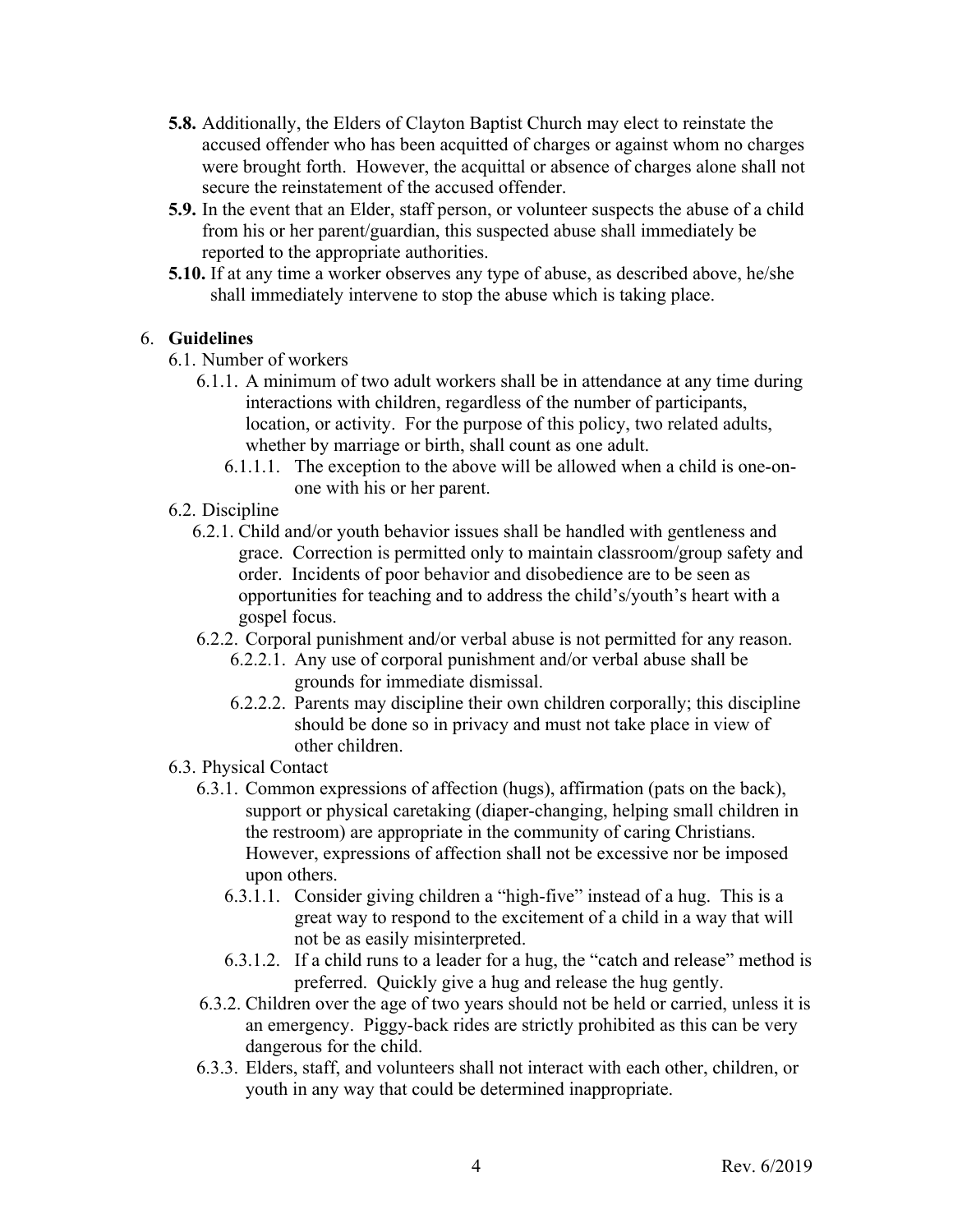- **5.8.** Additionally, the Elders of Clayton Baptist Church may elect to reinstate the accused offender who has been acquitted of charges or against whom no charges were brought forth. However, the acquittal or absence of charges alone shall not secure the reinstatement of the accused offender.
- **5.9.** In the event that an Elder, staff person, or volunteer suspects the abuse of a child from his or her parent/guardian, this suspected abuse shall immediately be reported to the appropriate authorities.
- **5.10.** If at any time a worker observes any type of abuse, as described above, he/she shall immediately intervene to stop the abuse which is taking place.

6. **Guidelines**

6.1. Number of workers

6.1.1. A minimum of two adult workers shall be in attendance at any time during interactions with children, regardless of the number of participants, location, or activity. For the purpose of this policy, two related adults, whether by marriage or birth, shall count as one adult.

6.1.1.1. The exception to the above will be allowed when a child is one-on-one with his or her parent.

6.2. Discipline

6.2.1. Child and/or youth behavior issues shall be handled with gentleness and grace. Correction is permitted only to maintain classroom/group safety and order. Incidents of poor behavior and disobedience are to be seen as opportunities for teaching and to address the child's/youth's heart with a gospel focus.

6.2.2. Corporal punishment and/or verbal abuse is not permitted for any reason.

6.2.2.1. Any use of corporal punishment and/or verbal abuse shall be grounds for immediate dismissal.

6.2.2.2. Parents may discipline their own children corporally; this discipline should be done so in privacy and must not take place in view of other children.

6.3. Physical Contact

6.3.1. Common expressions of affection (hugs), affirmation (pats on the back), support or physical caretaking (diaper-changing, helping small children in the restroom) are appropriate in the community of caring Christians. However, expressions of affection shall not be excessive nor be imposed upon others.

6.3.1.1. Consider giving children a "high-five" instead of a hug. This is a great way to respond to the excitement of a child in a way that will not be as easily misinterpreted.

6.3.1.2. If a child runs to a leader for a hug, the "catch and release" method is preferred. Quickly give a hug and release the hug gently.

6.3.2. Children over the age of two years should not be held or carried, unless it is an emergency. Piggy-back rides are strictly prohibited as this can be very dangerous for the child.

6.3.3. Elders, staff, and volunteers shall not interact with each other, children, or youth in any way that could be determined inappropriate.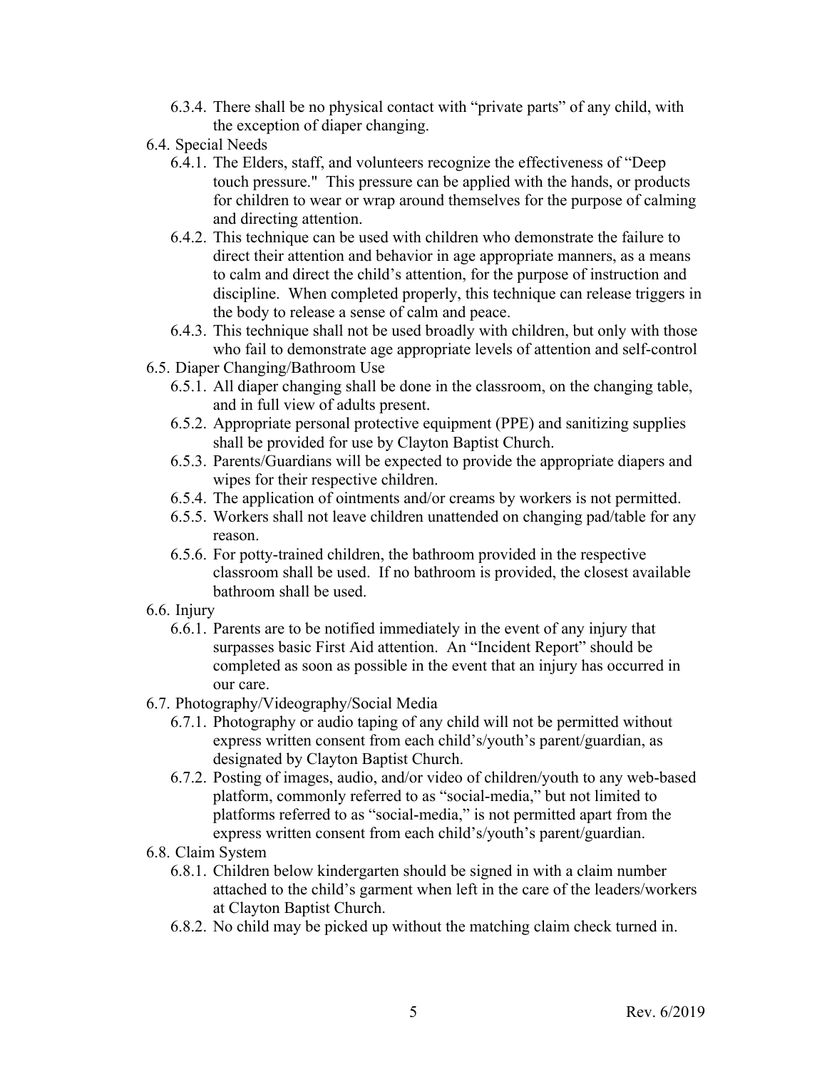- 6.3.4. There shall be no physical contact with "private parts" of any child, with the exception of diaper changing.

6.4. Special Needs

- 6.4.1. The Elders, staff, and volunteers recognize the effectiveness of "Deep touch pressure." This pressure can be applied with the hands, or products for children to wear or wrap around themselves for the purpose of calming and directing attention.
- 6.4.2. This technique can be used with children who demonstrate the failure to direct their attention and behavior in age appropriate manners, as a means to calm and direct the child's attention, for the purpose of instruction and discipline. When completed properly, this technique can release triggers in the body to release a sense of calm and peace.
- 6.4.3. This technique shall not be used broadly with children, but only with those who fail to demonstrate age appropriate levels of attention and self-control

6.5. Diaper Changing/Bathroom Use

- 6.5.1. All diaper changing shall be done in the classroom, on the changing table, and in full view of adults present.
- 6.5.2. Appropriate personal protective equipment (PPE) and sanitizing supplies shall be provided for use by Clayton Baptist Church.
- 6.5.3. Parents/Guardians will be expected to provide the appropriate diapers and wipes for their respective children.
- 6.5.4. The application of ointments and/or creams by workers is not permitted.
- 6.5.5. Workers shall not leave children unattended on changing pad/table for any reason.
- 6.5.6. For potty-trained children, the bathroom provided in the respective classroom shall be used. If no bathroom is provided, the closest available bathroom shall be used.

6.6. Injury

- 6.6.1. Parents are to be notified immediately in the event of any injury that surpasses basic First Aid attention. An "Incident Report" should be completed as soon as possible in the event that an injury has occurred in our care.

6.7. Photography/Videography/Social Media

- 6.7.1. Photography or audio taping of any child will not be permitted without express written consent from each child's/youth's parent/guardian, as designated by Clayton Baptist Church.
- 6.7.2. Posting of images, audio, and/or video of children/youth to any web-based platform, commonly referred to as "social-media," but not limited to platforms referred to as "social-media," is not permitted apart from the express written consent from each child's/youth's parent/guardian.

6.8. Claim System

- 6.8.1. Children below kindergarten should be signed in with a claim number attached to the child's garment when left in the care of the leaders/workers at Clayton Baptist Church.
- 6.8.2. No child may be picked up without the matching claim check turned in.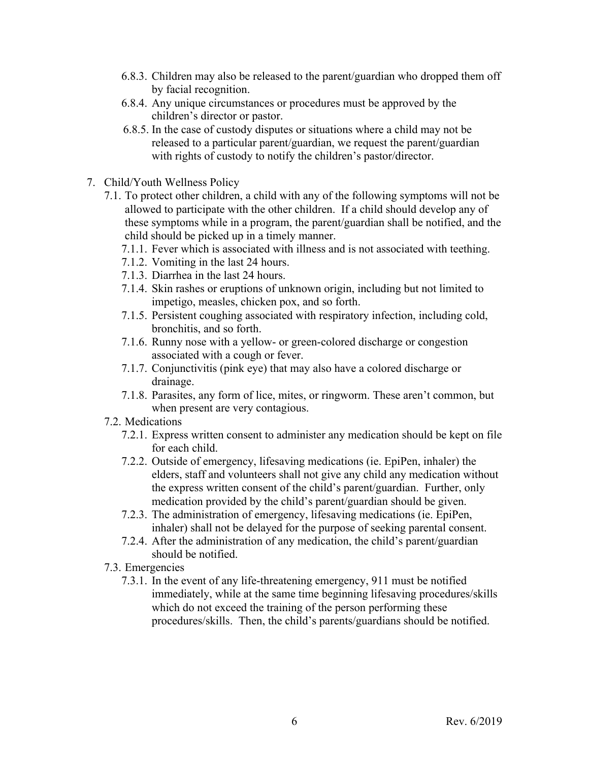6.8.3. Children may also be released to the parent/guardian who dropped them off by facial recognition.

6.8.4. Any unique circumstances or procedures must be approved by the children's director or pastor.

6.8.5. In the case of custody disputes or situations where a child may not be released to a particular parent/guardian, we request the parent/guardian with rights of custody to notify the children's pastor/director.

7. Child/Youth Wellness Policy

7.1. To protect other children, a child with any of the following symptoms will not be allowed to participate with the other children. If a child should develop any of these symptoms while in a program, the parent/guardian shall be notified, and the child should be picked up in a timely manner.

7.1.1. Fever which is associated with illness and is not associated with teething.

7.1.2. Vomiting in the last 24 hours.

7.1.3. Diarrhea in the last 24 hours.

7.1.4. Skin rashes or eruptions of unknown origin, including but not limited to impetigo, measles, chicken pox, and so forth.

7.1.5. Persistent coughing associated with respiratory infection, including cold, bronchitis, and so forth.

7.1.6. Runny nose with a yellow- or green-colored discharge or congestion associated with a cough or fever.

7.1.7. Conjunctivitis (pink eye) that may also have a colored discharge or drainage.

7.1.8. Parasites, any form of lice, mites, or ringworm. These aren't common, but when present are very contagious.

7.2. Medications

7.2.1. Express written consent to administer any medication should be kept on file for each child.

7.2.2. Outside of emergency, lifesaving medications (ie. EpiPen, inhaler) the elders, staff and volunteers shall not give any child any medication without the express written consent of the child's parent/guardian. Further, only medication provided by the child's parent/guardian should be given.

7.2.3. The administration of emergency, lifesaving medications (ie. EpiPen, inhaler) shall not be delayed for the purpose of seeking parental consent.

7.2.4. After the administration of any medication, the child's parent/guardian should be notified.

7.3. Emergencies

7.3.1. In the event of any life-threatening emergency, 911 must be notified immediately, while at the same time beginning lifesaving procedures/skills which do not exceed the training of the person performing these procedures/skills. Then, the child's parents/guardians should be notified.